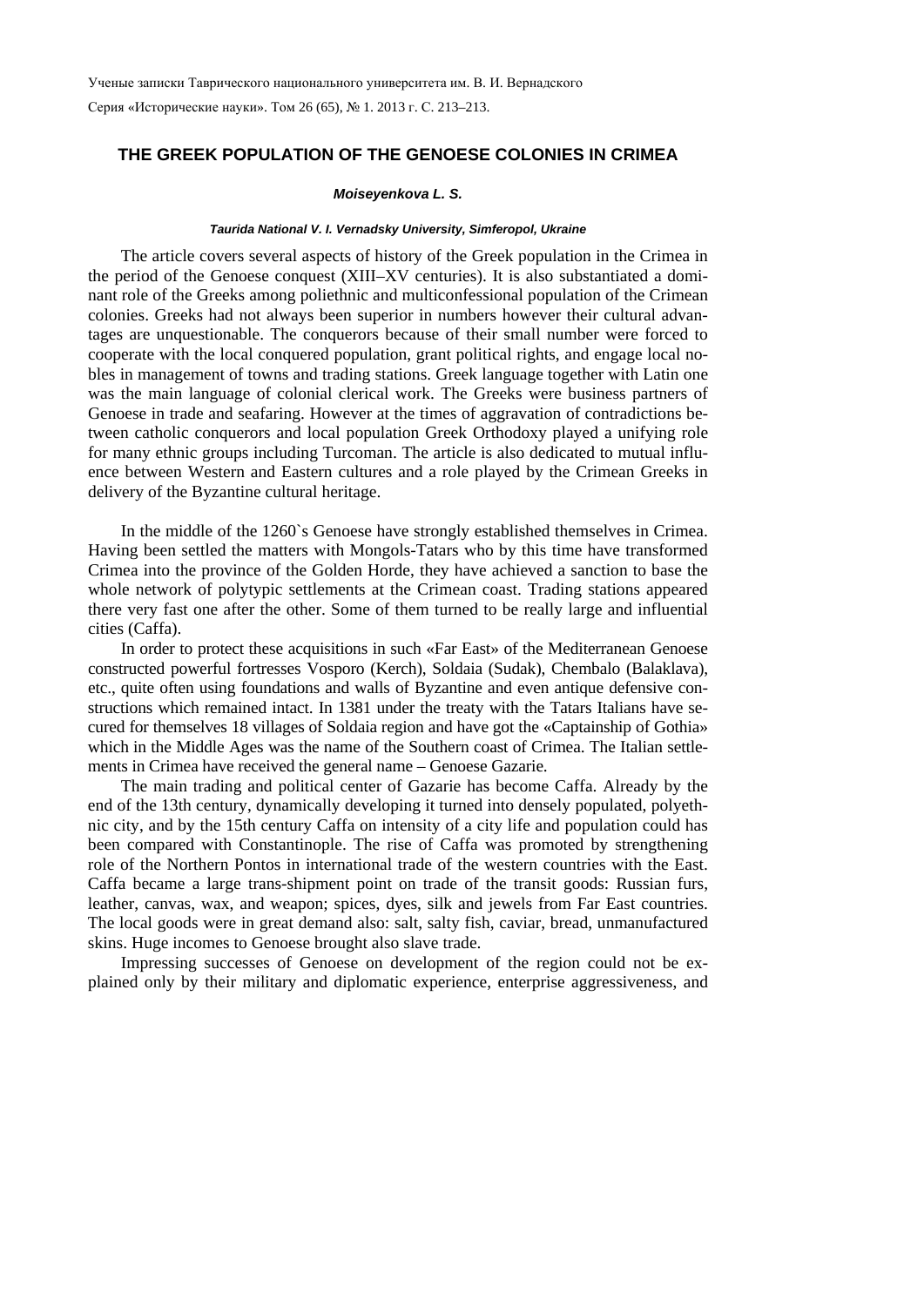# THE GREEK POPULATION OF THE GENOESE COLONIES IN CRIMEA

***Moiseyenkova L. S.***

***Taurida National V. I. Vernadsky University, Simferopol, Ukraine***

The article covers several aspects of history of the Greek population in the Crimea in the period of the Genoese conquest (XIII–XV centuries). It is also substantiated a dominant role of the Greeks among poliethnic and multiconfessional population of the Crimean colonies. Greeks had not always been superior in numbers however their cultural advantages are unquestionable. The conquerors because of their small number were forced to cooperate with the local conquered population, grant political rights, and engage local nobles in management of towns and trading stations. Greek language together with Latin one was the main language of colonial clerical work. The Greeks were business partners of Genoese in trade and seafaring. However at the times of aggravation of contradictions between catholic conquerors and local population Greek Orthodoxy played a unifying role for many ethnic groups including Turcoman. The article is also dedicated to mutual influence between Western and Eastern cultures and a role played by the Crimean Greeks in delivery of the Byzantine cultural heritage.

In the middle of the 1260`s Genoese have strongly established themselves in Crimea. Having been settled the matters with Mongols-Tatars who by this time have transformed Crimea into the province of the Golden Horde, they have achieved a sanction to base the whole network of polytypic settlements at the Crimean coast. Trading stations appeared there very fast one after the other. Some of them turned to be really large and influential cities (Caffa).

In order to protect these acquisitions in such «Far East» of the Mediterranean Genoese constructed powerful fortresses Vosporo (Kerch), Soldaia (Sudak), Chembalo (Balaklava), etc., quite often using foundations and walls of Byzantine and even antique defensive constructions which remained intact. In 1381 under the treaty with the Tatars Italians have secured for themselves 18 villages of Soldaia region and have got the «Captainship of Gothia» which in the Middle Ages was the name of the Southern coast of Crimea. The Italian settlements in Crimea have received the general name – Genoese Gazarie.

The main trading and political center of Gazarie has become Caffa. Already by the end of the 13th century, dynamically developing it turned into densely populated, polyethnic city, and by the 15th century Caffa on intensity of a city life and population could has been compared with Constantinople. The rise of Caffa was promoted by strengthening role of the Northern Pontos in international trade of the western countries with the East. Caffa became a large trans-shipment point on trade of the transit goods: Russian furs, leather, canvas, wax, and weapon; spices, dyes, silk and jewels from Far East countries. The local goods were in great demand also: salt, salty fish, caviar, bread, unmanufactured skins. Huge incomes to Genoese brought also slave trade.

Impressing successes of Genoese on development of the region could not be explained only by their military and diplomatic experience, enterprise aggressiveness, and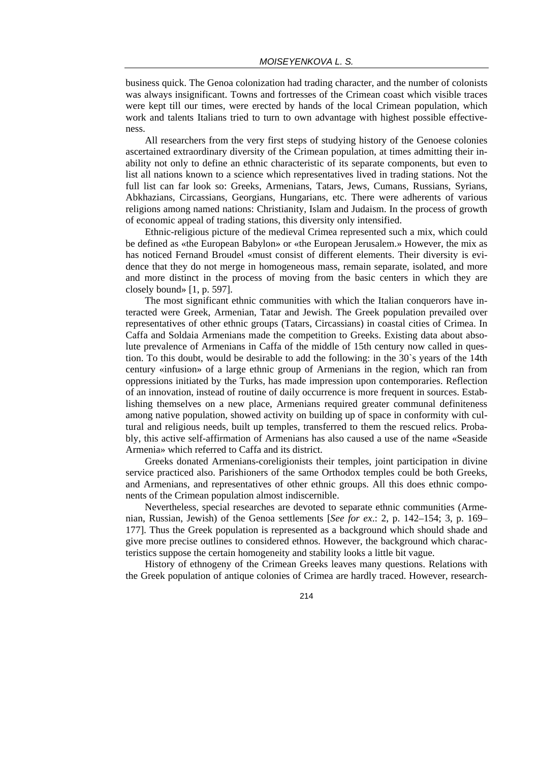business quick. The Genoa colonization had trading character, and the number of colonists was always insignificant. Towns and fortresses of the Crimean coast which visible traces were kept till our times, were erected by hands of the local Crimean population, which work and talents Italians tried to turn to own advantage with highest possible effectiveness.

All researchers from the very first steps of studying history of the Genoese colonies ascertained extraordinary diversity of the Crimean population, at times admitting their inability not only to define an ethnic characteristic of its separate components, but even to list all nations known to a science which representatives lived in trading stations. Not the full list can far look so: Greeks, Armenians, Tatars, Jews, Cumans, Russians, Syrians, Abkhazians, Circassians, Georgians, Hungarians, etc. There were adherents of various religions among named nations: Christianity, Islam and Judaism. In the process of growth of economic appeal of trading stations, this diversity only intensified.

Ethnic-religious picture of the medieval Crimea represented such a mix, which could be defined as «the European Babylon» or «the European Jerusalem.» However, the mix as has noticed Fernand Broudel «must consist of different elements. Their diversity is evidence that they do not merge in homogeneous mass, remain separate, isolated, and more and more distinct in the process of moving from the basic centers in which they are closely bound» [1, p. 597].

The most significant ethnic communities with which the Italian conquerors have interacted were Greek, Armenian, Tatar and Jewish. The Greek population prevailed over representatives of other ethnic groups (Tatars, Circassians) in coastal cities of Crimea. In Caffa and Soldaia Armenians made the competition to Greeks. Existing data about absolute prevalence of Armenians in Caffa of the middle of 15th century now called in question. To this doubt, would be desirable to add the following: in the 30`s years of the 14th century «infusion» of a large ethnic group of Armenians in the region, which ran from oppressions initiated by the Turks, has made impression upon contemporaries. Reflection of an innovation, instead of routine of daily occurrence is more frequent in sources. Establishing themselves on a new place, Armenians required greater communal definiteness among native population, showed activity on building up of space in conformity with cultural and religious needs, built up temples, transferred to them the rescued relics. Probably, this active self-affirmation of Armenians has also caused a use of the name «Seaside Armenia» which referred to Caffa and its district.

Greeks donated Armenians-coreligionists their temples, joint participation in divine service practiced also. Parishioners of the same Orthodox temples could be both Greeks, and Armenians, and representatives of other ethnic groups. All this does ethnic components of the Crimean population almost indiscernible.

Nevertheless, special researches are devoted to separate ethnic communities (Armenian, Russian, Jewish) of the Genoa settlements [*See for ex*.: 2, p. 142–154; 3, p. 169–177]. Thus the Greek population is represented as a background which should shade and give more precise outlines to considered ethnos. However, the background which characteristics suppose the certain homogeneity and stability looks a little bit vague.

History of ethnogeny of the Crimean Greeks leaves many questions. Relations with the Greek population of antique colonies of Crimea are hardly traced. However, research-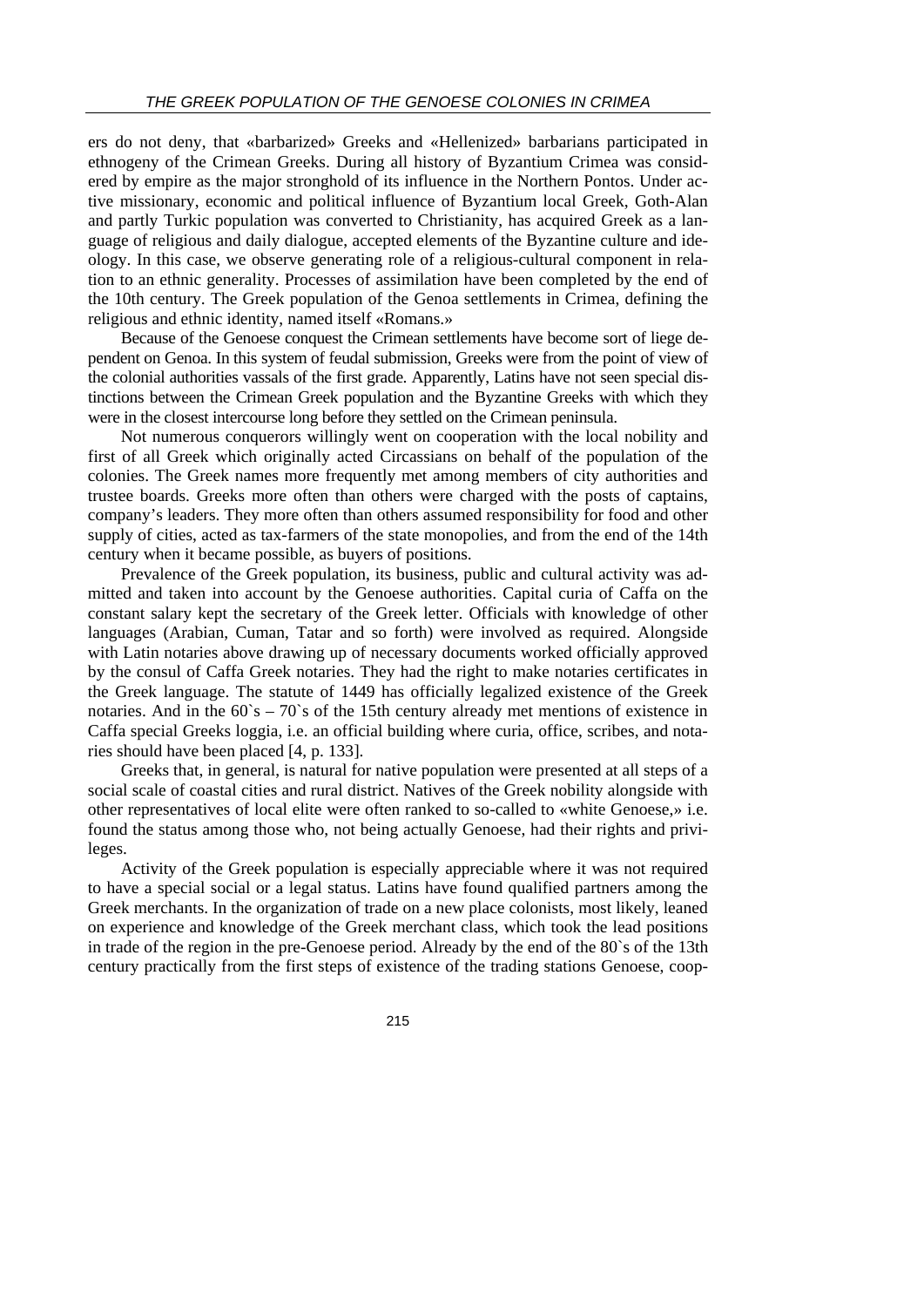ers do not deny, that «barbarized» Greeks and «Hellenized» barbarians participated in ethnogeny of the Crimean Greeks. During all history of Byzantium Crimea was considered by empire as the major stronghold of its influence in the Northern Pontos. Under active missionary, economic and political influence of Byzantium local Greek, Goth-Alan and partly Turkic population was converted to Christianity, has acquired Greek as a language of religious and daily dialogue, accepted elements of the Byzantine culture and ideology. In this case, we observe generating role of a religious-cultural component in relation to an ethnic generality. Processes of assimilation have been completed by the end of the 10th century. The Greek population of the Genoa settlements in Crimea, defining the religious and ethnic identity, named itself «Romans.»

Because of the Genoese conquest the Crimean settlements have become sort of liege dependent on Genoa. In this system of feudal submission, Greeks were from the point of view of the colonial authorities vassals of the first grade. Apparently, Latins have not seen special distinctions between the Crimean Greek population and the Byzantine Greeks with which they were in the closest intercourse long before they settled on the Crimean peninsula.

Not numerous conquerors willingly went on cooperation with the local nobility and first of all Greek which originally acted Circassians on behalf of the population of the colonies. The Greek names more frequently met among members of city authorities and trustee boards. Greeks more often than others were charged with the posts of captains, company's leaders. They more often than others assumed responsibility for food and other supply of cities, acted as tax-farmers of the state monopolies, and from the end of the 14th century when it became possible, as buyers of positions.

Prevalence of the Greek population, its business, public and cultural activity was admitted and taken into account by the Genoese authorities. Capital curia of Caffa on the constant salary kept the secretary of the Greek letter. Officials with knowledge of other languages (Arabian, Cuman, Tatar and so forth) were involved as required. Alongside with Latin notaries above drawing up of necessary documents worked officially approved by the consul of Caffa Greek notaries. They had the right to make notaries certificates in the Greek language. The statute of 1449 has officially legalized existence of the Greek notaries. And in the 60`s – 70`s of the 15th century already met mentions of existence in Caffa special Greeks loggia, i.e. an official building where curia, office, scribes, and notaries should have been placed [4, p. 133].

Greeks that, in general, is natural for native population were presented at all steps of a social scale of coastal cities and rural district. Natives of the Greek nobility alongside with other representatives of local elite were often ranked to so-called to «white Genoese,» i.e. found the status among those who, not being actually Genoese, had their rights and privileges.

Activity of the Greek population is especially appreciable where it was not required to have a special social or a legal status. Latins have found qualified partners among the Greek merchants. In the organization of trade on a new place colonists, most likely, leaned on experience and knowledge of the Greek merchant class, which took the lead positions in trade of the region in the pre-Genoese period. Already by the end of the 80`s of the 13th century practically from the first steps of existence of the trading stations Genoese, coop-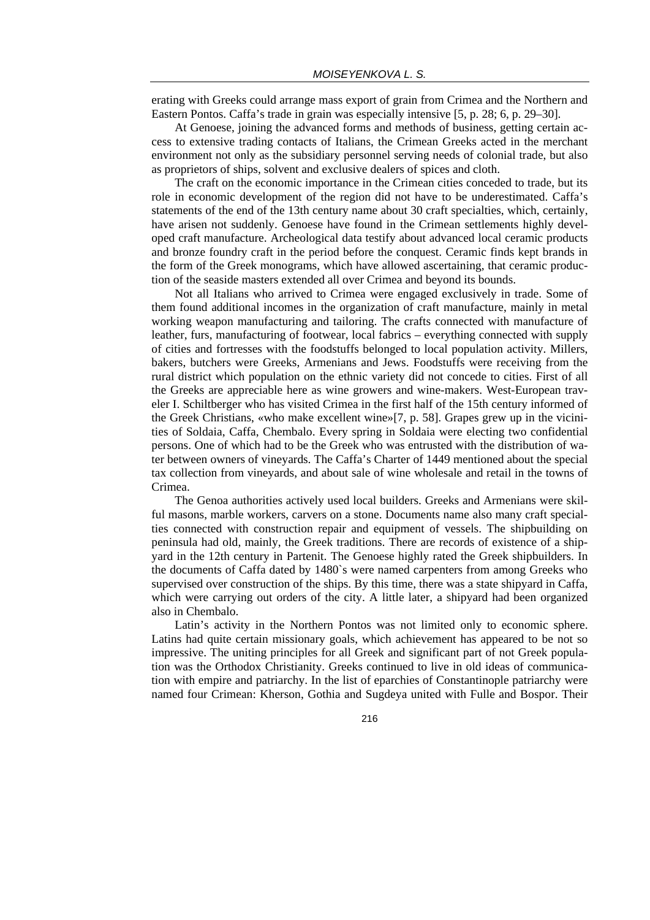erating with Greeks could arrange mass export of grain from Crimea and the Northern and Eastern Pontos. Caffa's trade in grain was especially intensive [5, p. 28; 6, p. 29–30].

At Genoese, joining the advanced forms and methods of business, getting certain access to extensive trading contacts of Italians, the Crimean Greeks acted in the merchant environment not only as the subsidiary personnel serving needs of colonial trade, but also as proprietors of ships, solvent and exclusive dealers of spices and cloth.

The craft on the economic importance in the Crimean cities conceded to trade, but its role in economic development of the region did not have to be underestimated. Caffa's statements of the end of the 13th century name about 30 craft specialties, which, certainly, have arisen not suddenly. Genoese have found in the Crimean settlements highly developed craft manufacture. Archeological data testify about advanced local ceramic products and bronze foundry craft in the period before the conquest. Ceramic finds kept brands in the form of the Greek monograms, which have allowed ascertaining, that ceramic production of the seaside masters extended all over Crimea and beyond its bounds.

Not all Italians who arrived to Crimea were engaged exclusively in trade. Some of them found additional incomes in the organization of craft manufacture, mainly in metal working weapon manufacturing and tailoring. The crafts connected with manufacture of leather, furs, manufacturing of footwear, local fabrics – everything connected with supply of cities and fortresses with the foodstuffs belonged to local population activity. Millers, bakers, butchers were Greeks, Armenians and Jews. Foodstuffs were receiving from the rural district which population on the ethnic variety did not concede to cities. First of all the Greeks are appreciable here as wine growers and wine-makers. West-European traveler I. Schiltberger who has visited Crimea in the first half of the 15th century informed of the Greek Christians, «who make excellent wine»[7, p. 58]. Grapes grew up in the vicinities of Soldaia, Caffa, Chembalo. Every spring in Soldaia were electing two confidential persons. One of which had to be the Greek who was entrusted with the distribution of water between owners of vineyards. The Caffa's Charter of 1449 mentioned about the special tax collection from vineyards, and about sale of wine wholesale and retail in the towns of Crimea.

The Genoa authorities actively used local builders. Greeks and Armenians were skilful masons, marble workers, carvers on a stone. Documents name also many craft specialties connected with construction repair and equipment of vessels. The shipbuilding on peninsula had old, mainly, the Greek traditions. There are records of existence of a shipyard in the 12th century in Partenit. The Genoese highly rated the Greek shipbuilders. In the documents of Caffa dated by 1480`s were named carpenters from among Greeks who supervised over construction of the ships. By this time, there was a state shipyard in Caffa, which were carrying out orders of the city. A little later, a shipyard had been organized also in Chembalo.

Latin's activity in the Northern Pontos was not limited only to economic sphere. Latins had quite certain missionary goals, which achievement has appeared to be not so impressive. The uniting principles for all Greek and significant part of not Greek population was the Orthodox Christianity. Greeks continued to live in old ideas of communication with empire and patriarchy. In the list of eparchies of Constantinople patriarchy were named four Crimean: Kherson, Gothia and Sugdeya united with Fulle and Bospor. Their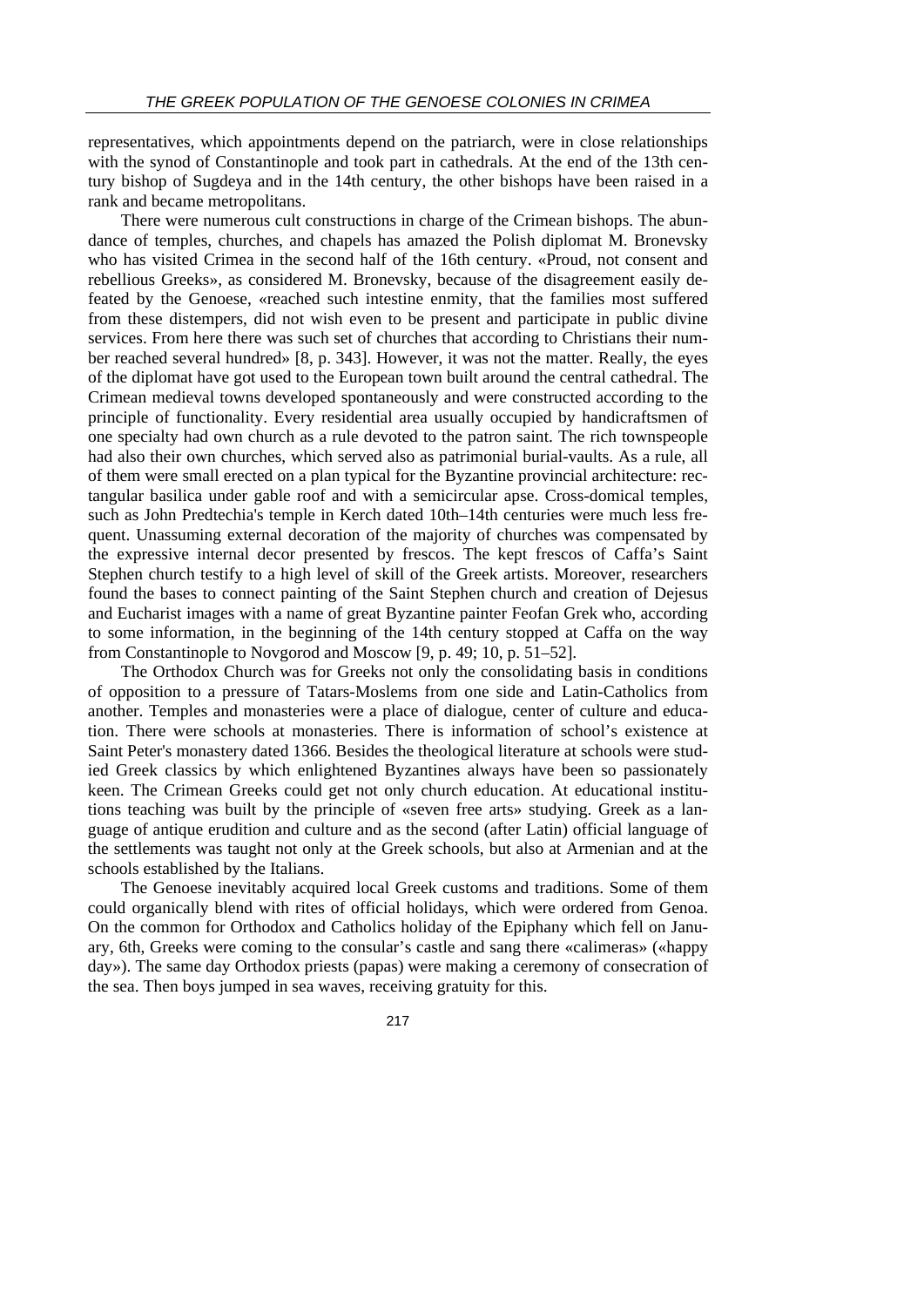representatives, which appointments depend on the patriarch, were in close relationships with the synod of Constantinople and took part in cathedrals. At the end of the 13th century bishop of Sugdeya and in the 14th century, the other bishops have been raised in a rank and became metropolitans.

There were numerous cult constructions in charge of the Crimean bishops. The abundance of temples, churches, and chapels has amazed the Polish diplomat M. Bronevsky who has visited Crimea in the second half of the 16th century. «Proud, not consent and rebellious Greeks», as considered M. Bronevsky, because of the disagreement easily defeated by the Genoese, «reached such intestine enmity, that the families most suffered from these distempers, did not wish even to be present and participate in public divine services. From here there was such set of churches that according to Christians their number reached several hundred» [8, p. 343]. However, it was not the matter. Really, the eyes of the diplomat have got used to the European town built around the central cathedral. The Crimean medieval towns developed spontaneously and were constructed according to the principle of functionality. Every residential area usually occupied by handicraftsmen of one specialty had own church as a rule devoted to the patron saint. The rich townspeople had also their own churches, which served also as patrimonial burial-vaults. As a rule, all of them were small erected on a plan typical for the Byzantine provincial architecture: rectangular basilica under gable roof and with a semicircular apse. Cross-domical temples, such as John Predtechia's temple in Kerch dated 10th–14th centuries were much less frequent. Unassuming external decoration of the majority of churches was compensated by the expressive internal decor presented by frescos. The kept frescos of Caffa's Saint Stephen church testify to a high level of skill of the Greek artists. Moreover, researchers found the bases to connect painting of the Saint Stephen church and creation of Dejesus and Eucharist images with a name of great Byzantine painter Feofan Grek who, according to some information, in the beginning of the 14th century stopped at Caffa on the way from Constantinople to Novgorod and Moscow [9, p. 49; 10, p. 51–52].

The Orthodox Church was for Greeks not only the consolidating basis in conditions of opposition to a pressure of Tatars-Moslems from one side and Latin-Catholics from another. Temples and monasteries were a place of dialogue, center of culture and education. There were schools at monasteries. There is information of school's existence at Saint Peter's monastery dated 1366. Besides the theological literature at schools were studied Greek classics by which enlightened Byzantines always have been so passionately keen. The Crimean Greeks could get not only church education. At educational institutions teaching was built by the principle of «seven free arts» studying. Greek as a language of antique erudition and culture and as the second (after Latin) official language of the settlements was taught not only at the Greek schools, but also at Armenian and at the schools established by the Italians.

The Genoese inevitably acquired local Greek customs and traditions. Some of them could organically blend with rites of official holidays, which were ordered from Genoa. On the common for Orthodox and Catholics holiday of the Epiphany which fell on January, 6th, Greeks were coming to the consular's castle and sang there «calimeras» («happy day»). The same day Orthodox priests (papas) were making a ceremony of consecration of the sea. Then boys jumped in sea waves, receiving gratuity for this.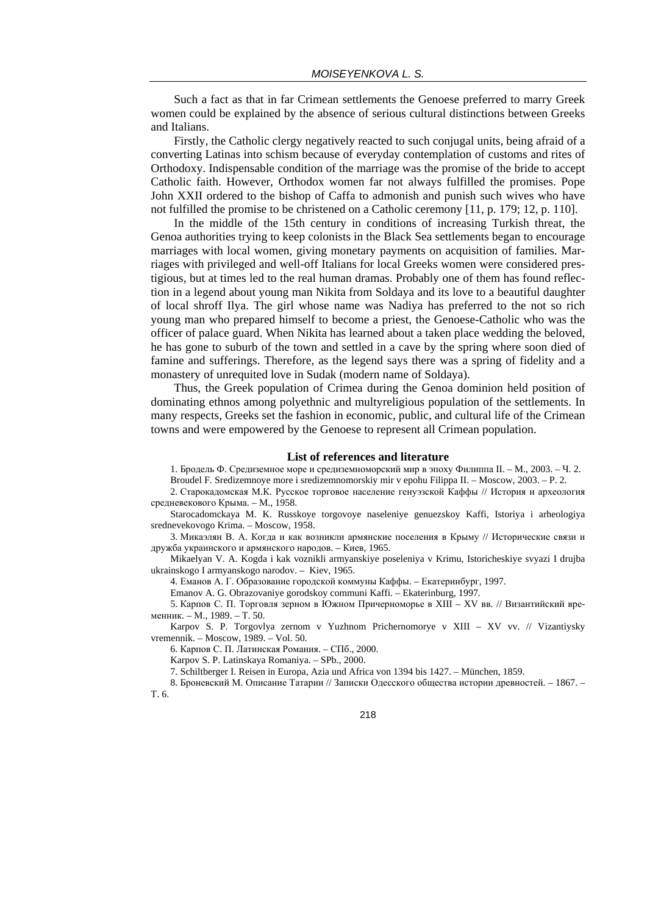Such a fact as that in far Crimean settlements the Genoese preferred to marry Greek women could be explained by the absence of serious cultural distinctions between Greeks and Italians.

Firstly, the Catholic clergy negatively reacted to such conjugal units, being afraid of a converting Latinas into schism because of everyday contemplation of customs and rites of Orthodoxy. Indispensable condition of the marriage was the promise of the bride to accept Catholic faith. However, Orthodox women far not always fulfilled the promises. Pope John XXII ordered to the bishop of Caffa to admonish and punish such wives who have not fulfilled the promise to be christened on a Catholic ceremony [11, p. 179; 12, p. 110].

In the middle of the 15th century in conditions of increasing Turkish threat, the Genoa authorities trying to keep colonists in the Black Sea settlements began to encourage marriages with local women, giving monetary payments on acquisition of families. Marriages with privileged and well-off Italians for local Greeks women were considered prestigious, but at times led to the real human dramas. Probably one of them has found reflection in a legend about young man Nikita from Soldaya and its love to a beautiful daughter of local shroff Ilya. The girl whose name was Nadiya has preferred to the not so rich young man who prepared himself to become a priest, the Genoese-Catholic who was the officer of palace guard. When Nikita has learned about a taken place wedding the beloved, he has gone to suburb of the town and settled in a cave by the spring where soon died of famine and sufferings. Therefore, as the legend says there was a spring of fidelity and a monastery of unrequited love in Sudak (modern name of Soldaya).

Thus, the Greek population of Crimea during the Genoa dominion held position of dominating ethnos among polyethnic and multyreligious population of the settlements. In many respects, Greeks set the fashion in economic, public, and cultural life of the Crimean towns and were empowered by the Genoese to represent all Crimean population.

## List of references and literature

1. Бродель Ф. Средиземное море и средиземноморский мир в эпоху Филиппа II. – М., 2003. – Ч. 2.
Broudel F. Sredizemnoye more i sredizemnomorskiy mir v epohu Filippa II. – Moscow, 2003. – P. 2.

2. Старокадомская М.К. Русское торговое население генуэзской Каффы // История и археология средневекового Крыма. – М., 1958.
Starocadomckaya M. K. Russkoye torgovoye naseleniye genuezskoy Kaffi, Istoriya i arheologiya srednevekovogo Krima. – Moscow, 1958.

3. Микаэлян В. А. Когда и как возникли армянские поселения в Крыму // Исторические связи и дружба украинского и армянского народов. – Киев, 1965.
Mikaelyan V. A. Kogda i kak voznikli armyanskiye poseleniya v Krimu, Istoricheskiye svyazi I drujba ukrainskogo I armyanskogo narodov. – Kiev, 1965.

4. Еманов А. Г. Образование городской коммуны Каффы. – Екатеринбург, 1997.
Emanov A. G. Obrazovaniye gorodskoy communi Kaffi. – Ekaterinburg, 1997.

5. Карпов С. П. Торговля зерном в Южном Причерноморье в XIII – XV вв. // Византийский временник. – М., 1989. – Т. 50.
Karpov S. P. Torgovlya zernom v Yuzhnom Prichernomorye v XIII – XV vv. // Vizantiysky vremennik. – Moscow, 1989. – Vol. 50.

6. Карпов С. П. Латинская Романия. – СПб., 2000.
Karpov S. P. Latinskaya Romaniya. – SPb., 2000.

7. Schiltberger I. Reisen in Europa, Azia und Africa von 1394 bis 1427. – München, 1859.

8. Броневский М. Описание Татарии // Записки Одесского общества истории древностей. – 1867. – Т. 6.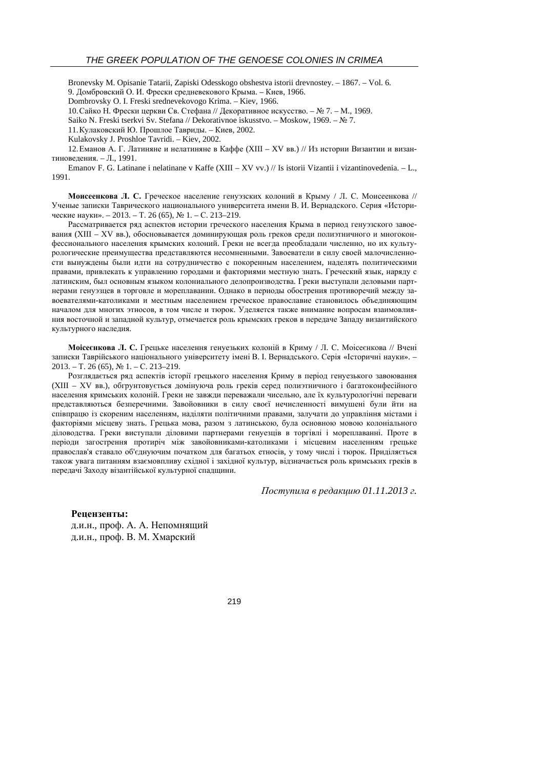Bronevsky M. Opisanie Tatarii, Zapiski Odesskogo obshestva istorii drevnostey. – 1867. – Vol. 6.

9. Домбровский О. И. Фрески средневекового Крыма. – Киев, 1966.

Dombrovsky O. I. Freski srednevekovogo Krima. – Kiev, 1966.

10. Сайко Н. Фрески церкви Св. Стефана // Декоративное искусство. – № 7. – М., 1969.

Saiko N. Freski tserkvi Sv. Stefana // Dekorativnoe iskusstvo. – Moskow, 1969. – № 7.

11. Кулаковский Ю. Прошлое Тавриды. – Киев, 2002.

Kulakovsky J. Proshloe Tavridi. – Kiev, 2002.

12. Еманов А. Г. Латиняне и нелатиняне в Каффе (XIII – XV вв.) // Из истории Византии и византиноведения. – Л., 1991.

Emanov F. G. Latinane i nelatinane v Kaffe (XIII – XV vv.) // Is istorii Vizantii i vizantinovedenia. – L., 1991.

**Моисеенкова Л. С.** Греческое население генуэзских колоний в Крыму / Л. С. Моисеенкова // Ученые записки Таврического национального университета имени В. И. Вернадского. Серия «Исторические науки». – 2013. – Т. 26 (65), № 1. – С. 213–219.

Рассматривается ряд аспектов истории греческого населения Крыма в период генуэзского завоевания (XIII – XV вв.), обосновывается доминирующая роль греков среди полиэтничного и многоконфессионального населения крымских колоний. Греки не всегда преобладали численно, но их культурологические преимущества представляются несомненными. Завоеватели в силу своей малочисленности вынуждены были идти на сотрудничество с покоренным населением, наделять политическими правами, привлекать к управлению городами и факториями местную знать. Греческий язык, наряду с латинским, был основным языком колониального делопроизводства. Греки выступали деловыми партнерами генуэзцев в торговле и мореплавании. Однако в периоды обострения противоречий между завоевателями-католиками и местным населением греческое православие становилось объединяющим началом для многих этносов, в том числе и тюрок. Уделяется также внимание вопросам взаимовлияния восточной и западной культур, отмечается роль крымских греков в передаче Западу византийского культурного наследия.

**Моісеєнкова Л. С.** Грецьке населення генуезьких колоній в Криму / Л. С. Моісеєнкова // Вчені записки Таврійського національного університету імені В. І. Вернадського. Серія «Історичні науки». – 2013. – Т. 26 (65), № 1. – С. 213–219.

Розглядається ряд аспектів історії грецького населення Криму в період генуезького завоювання (XIII – XV вв.), обґрунтовується домінуюча роль греків серед полиэтнічного і багатоконфесійного населення кримських колоній. Греки не завжди переважали чисельно, але їх культурологічні переваги представляються безперечними. Завойовники в силу своєї нечисленності вимушені були йти на співпрацю із скореним населенням, наділяти політичними правами, залучати до управління містами і факторіями місцеву знать. Грецька мова, разом з латинською, була основною мовою колоніального діловодства. Греки виступали діловими партнерами генуезців в торгівлі і мореплаванні. Проте в періоди загострення протиріч між завойовниками-католиками і місцевим населенням грецьке православ'я ставало об'єднуючим початком для багатьох етносів, у тому числі і тюрок. Приділяється також увага питанням взаємовпливу східної і західної культур, відзначається роль кримських греків в передачі Заходу візантійської культурної спадщини.

*Поступила в редакцию 01.11.2013 г.*

**Рецензенты:**

д.и.н., проф. А. А. Непомнящий

д.и.н., проф. В. М. Хмарский